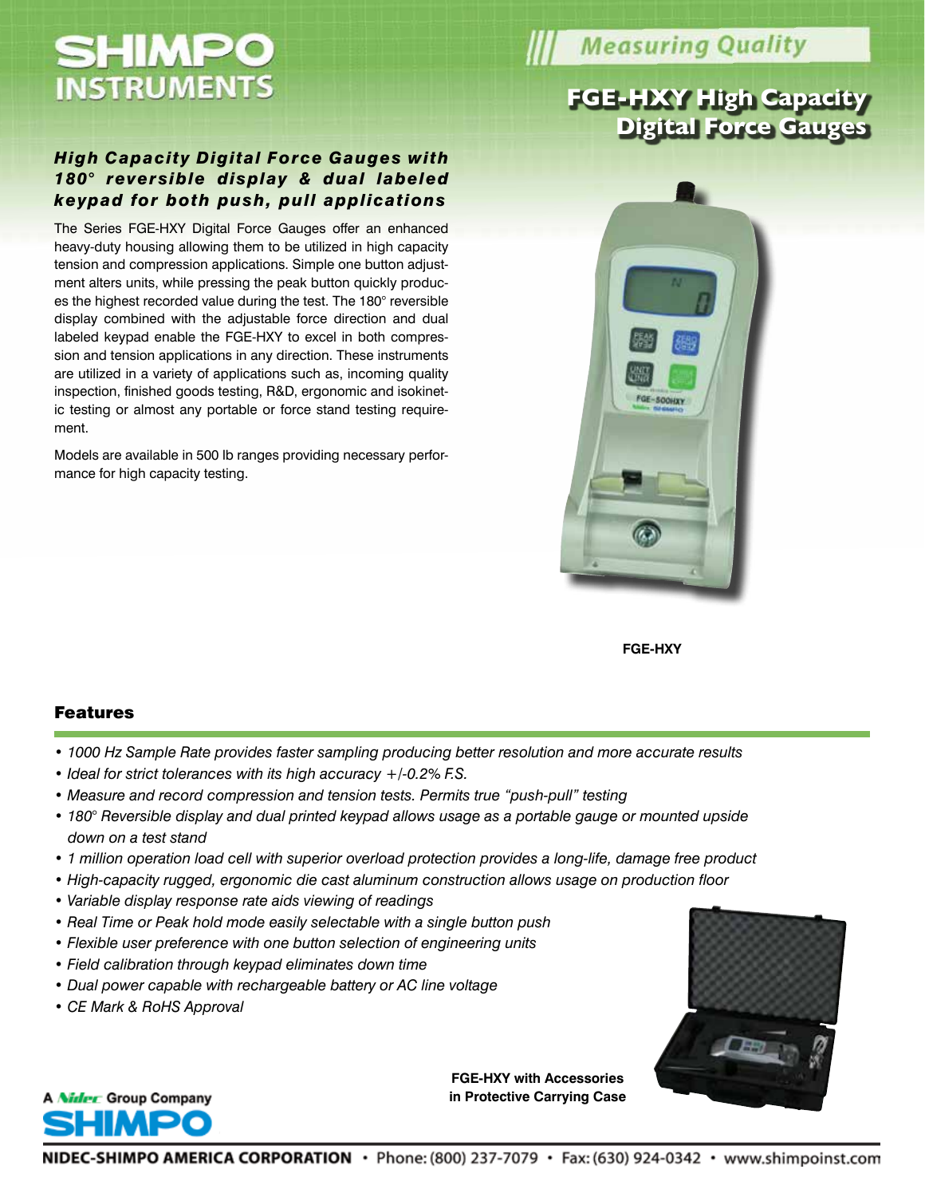# SHIMPO INSTRUMENTS

Measuring Quality

## FGE-HXY High Capacity Digital Force Gauges

### *High Capacity Digital Force Gauges with 180° reversible display & dual labeled keypad for both push, pull applications*

The Series FGE-HXY Digital Force Gauges offer an enhanced heavy-duty housing allowing them to be utilized in high capacity tension and compression applications. Simple one button adjustment alters units, while pressing the peak button quickly produces the highest recorded value during the test. The 180° reversible display combined with the adjustable force direction and dual labeled keypad enable the FGE-HXY to excel in both compression and tension applications in any direction. These instruments are utilized in a variety of applications such as, incoming quality inspection, finished goods testing, R&D, ergonomic and isokinetic testing or almost any portable or force stand testing requirement.

Models are available in 500 lb ranges providing necessary performance for high capacity testing.

**FGE-HXY**

## Features

- *1000 Hz Sample Rate provides faster sampling producing better resolution and more accurate results*
- *Ideal for strict tolerances with its high accuracy +/-0.2% F.S.*
- *Measure and record compression and tension tests. Permits true "push-pull" testing*
- *180° Reversible display and dual printed keypad allows usage as a portable gauge or mounted upside down on a test stand*
- *1 million operation load cell with superior overload protection provides a long-life, damage free product*
- *High-capacity rugged, ergonomic die cast aluminum construction allows usage on production floor*
- *Variable display response rate aids viewing of readings*
- *Real Time or Peak hold mode easily selectable with a single button push*
- *Flexible user preference with one button selection of engineering units*
- *Field calibration through keypad eliminates down time*
- *Dual power capable with rechargeable battery or AC line voltage*
- *CE Mark & RoHS Approval*

**FGE-HXY with Accessories in Protective Carrying Case**

A Nidec Group Company SHIMPO

NIDEC-SHIMPO AMERICA CORPORATION • Phone: (800) 237-7079 • Fax: (630) 924-0342 • www.shimpoinst.com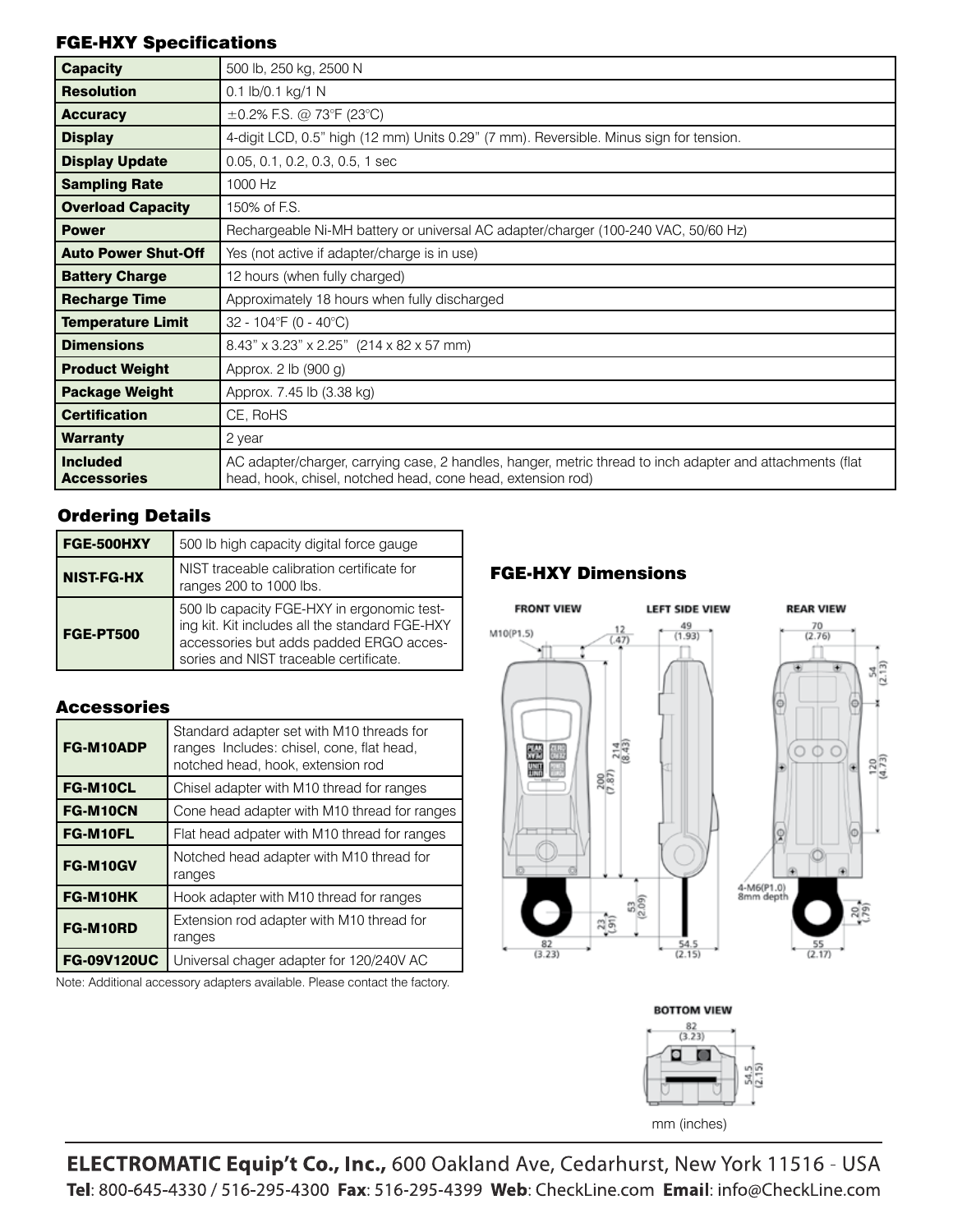## FGE-HXY Specifications

| | |
|---|---|
| **Capacity** | 500 lb, 250 kg, 2500 N |
| **Resolution** | 0.1 lb/0.1 kg/1 N |
| **Accuracy** | ±0.2% F.S. @ 73°F (23°C) |
| **Display** | 4-digit LCD, 0.5" high (12 mm) Units 0.29" (7 mm). Reversible. Minus sign for tension. |
| **Display Update** | 0.05, 0.1, 0.2, 0.3, 0.5, 1 sec |
| **Sampling Rate** | 1000 Hz |
| **Overload Capacity** | 150% of F.S. |
| **Power** | Rechargeable Ni-MH battery or universal AC adapter/charger (100-240 VAC, 50/60 Hz) |
| **Auto Power Shut-Off** | Yes (not active if adapter/charge is in use) |
| **Battery Charge** | 12 hours (when fully charged) |
| **Recharge Time** | Approximately 18 hours when fully discharged |
| **Temperature Limit** | 32 - 104°F (0 - 40°C) |
| **Dimensions** | 8.43" x 3.23" x 2.25" (214 x 82 x 57 mm) |
| **Product Weight** | Approx. 2 lb (900 g) |
| **Package Weight** | Approx. 7.45 lb (3.38 kg) |
| **Certification** | CE, RoHS |
| **Warranty** | 2 year |
| **Included Accessories** | AC adapter/charger, carrying case, 2 handles, hanger, metric thread to inch adapter and attachments (flat head, hook, chisel, notched head, cone head, extension rod) |

## Ordering Details

| | |
|---|---|
| **FGE-500HXY** | 500 lb high capacity digital force gauge |
| **NIST-FG-HX** | NIST traceable calibration certificate for ranges 200 to 1000 lbs. |
| **FGE-PT500** | 500 lb capacity FGE-HXY in ergonomic testing kit. Kit includes all the standard FGE-HXY accessories but adds padded ERGO accessories and NIST traceable certificate. |

## Accessories

| | |
|---|---|
| **FG-M10ADP** | Standard adapter set with M10 threads for ranges Includes: chisel, cone, flat head, notched head, hook, extension rod |
| **FG-M10CL** | Chisel adapter with M10 thread for ranges |
| **FG-M10CN** | Cone head adapter with M10 thread for ranges |
| **FG-M10FL** | Flat head adpater with M10 thread for ranges |
| **FG-M10GV** | Notched head adapter with M10 thread for ranges |
| **FG-M10HK** | Hook adapter with M10 thread for ranges |
| **FG-M10RD** | Extension rod adapter with M10 thread for ranges |
| **FG-09V120UC** | Universal chager adapter for 120/240V AC |

Note: Additional accessory adapters available. Please contact the factory.

## FGE-HXY Dimensions

FRONT VIEW

M10(P1.5)

12 (.47)

214 (8.43)

200 (7.87)

53 (2.09)

23 (.91)

82 (3.23)

LEFT SIDE VIEW

49 (1.93)

54.5 (2.15)

REAR VIEW

70 (2.76)

54 (2.13)

120 (4.73)

4-M6(P1.0) 8mm depth

20 (.79)

55 (2.17)

BOTTOM VIEW

82 (3.23)

54.5 (2.15)

mm (inches)

**ELECTROMATIC Equip't Co., Inc.,** 600 Oakland Ave, Cedarhurst, New York 11516 - USA
**Tel**: 800-645-4330 / 516-295-4300 **Fax**: 516-295-4399 **Web**: CheckLine.com **Email**: info@CheckLine.com